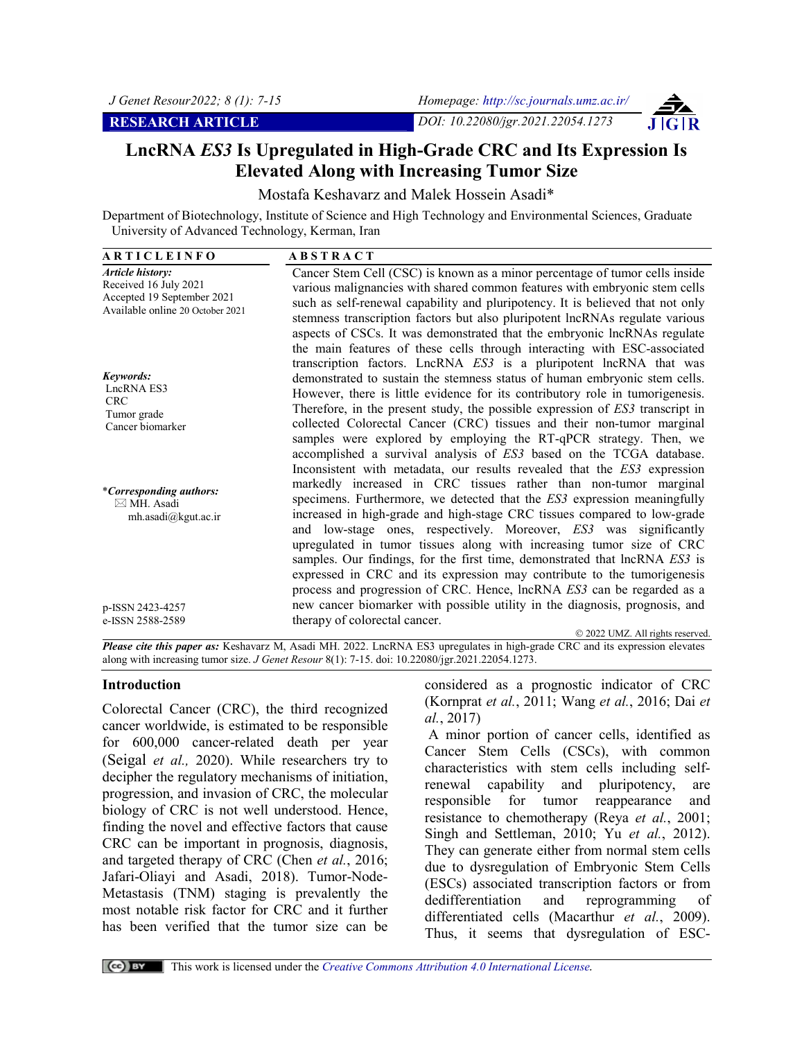**RESEARCH ARTICLE**

DOI: 10.22080/jgr.2021.22054.1273

# LncRNA *ES3* Is Upregulated in High-Grade CRC and Its Expression Is Elevated Along with Increasing Tumor Size

Mostafa Keshavarz and Malek Hossein Asadi*

Department of Biotechnology, Institute of Science and High Technology and Environmental Sciences, Graduate University of Advanced Technology, Kerman, Iran

**ARTICLE INFO**

***Article history:***
Received 16 July 2021
Accepted 19 September 2021
Available online 20 October 2021

***Keywords:***
LncRNA ES3
CRC
Tumor grade
Cancer biomarker

****Corresponding authors:***
MH. Asadi
mh.asadi@kgut.ac.ir

p-ISSN 2423-4257
e-ISSN 2588-2589

**ABSTRACT**

Cancer Stem Cell (CSC) is known as a minor percentage of tumor cells inside various malignancies with shared common features with embryonic stem cells such as self-renewal capability and pluripotency. It is believed that not only stemness transcription factors but also pluripotent lncRNAs regulate various aspects of CSCs. It was demonstrated that the embryonic lncRNAs regulate the main features of these cells through interacting with ESC-associated transcription factors. LncRNA *ES3* is a pluripotent lncRNA that was demonstrated to sustain the stemness status of human embryonic stem cells. However, there is little evidence for its contributory role in tumorigenesis. Therefore, in the present study, the possible expression of *ES3* transcript in collected Colorectal Cancer (CRC) tissues and their non-tumor marginal samples were explored by employing the RT-qPCR strategy. Then, we accomplished a survival analysis of *ES3* based on the TCGA database. Inconsistent with metadata, our results revealed that the *ES3* expression markedly increased in CRC tissues rather than non-tumor marginal specimens. Furthermore, we detected that the *ES3* expression meaningfully increased in high-grade and high-stage CRC tissues compared to low-grade and low-stage ones, respectively. Moreover, *ES3* was significantly upregulated in tumor tissues along with increasing tumor size of CRC samples. Our findings, for the first time, demonstrated that lncRNA *ES3* is expressed in CRC and its expression may contribute to the tumorigenesis process and progression of CRC. Hence, lncRNA *ES3* can be regarded as a new cancer biomarker with possible utility in the diagnosis, prognosis, and therapy of colorectal cancer.

© 2022 UMZ. All rights reserved.

***Please cite this paper as:*** Keshavarz M, Asadi MH. 2022. LncRNA ES3 upregulates in high-grade CRC and its expression elevates along with increasing tumor size. *J Genet Resour* 8(1): 7-15. doi: 10.22080/jgr.2021.22054.1273.

## Introduction

Colorectal Cancer (CRC), the third recognized cancer worldwide, is estimated to be responsible for 600,000 cancer-related death per year (Seigal *et al.,* 2020). While researchers try to decipher the regulatory mechanisms of initiation, progression, and invasion of CRC, the molecular biology of CRC is not well understood. Hence, finding the novel and effective factors that cause CRC can be important in prognosis, diagnosis, and targeted therapy of CRC (Chen *et al.*, 2016; Jafari-Oliayi and Asadi, 2018). Tumor-Node-Metastasis (TNM) staging is prevalently the most notable risk factor for CRC and it further has been verified that the tumor size can be considered as a prognostic indicator of CRC (Kornprat *et al.*, 2011; Wang *et al.*, 2016; Dai *et al.*, 2017)

A minor portion of cancer cells, identified as Cancer Stem Cells (CSCs), with common characteristics with stem cells including self-renewal capability and pluripotency, are responsible for tumor reappearance and resistance to chemotherapy (Reya *et al.*, 2001; Singh and Settleman, 2010; Yu *et al.*, 2012). They can generate either from normal stem cells due to dysregulation of Embryonic Stem Cells (ESCs) associated transcription factors or from dedifferentiation and reprogramming of differentiated cells (Macarthur *et al.*, 2009). Thus, it seems that dysregulation of ESC-

This work is licensed under the *Creative Commons Attribution 4.0 International License.*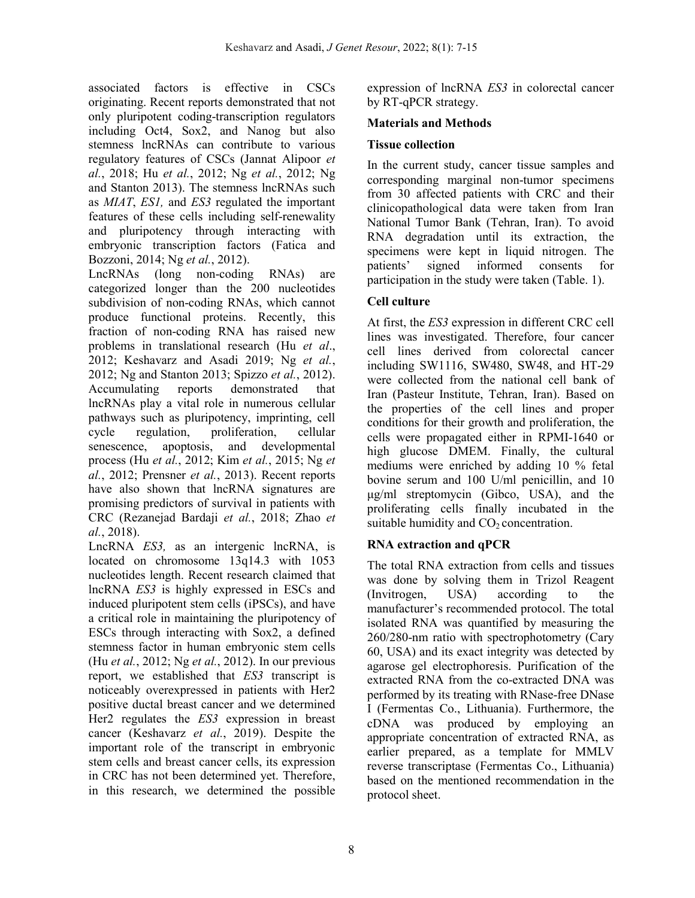associated factors is effective in CSCs originating. Recent reports demonstrated that not only pluripotent coding-transcription regulators including Oct4, Sox2, and Nanog but also stemness lncRNAs can contribute to various regulatory features of CSCs (Jannat Alipoor *et al.*, 2018; Hu *et al.*, 2012; Ng *et al.*, 2012; Ng and Stanton 2013). The stemness lncRNAs such as *MIAT*, *ES1,* and *ES3* regulated the important features of these cells including self-renewality and pluripotency through interacting with embryonic transcription factors (Fatica and Bozzoni, 2014; Ng *et al.*, 2012).

LncRNAs (long non-coding RNAs) are categorized longer than the 200 nucleotides subdivision of non-coding RNAs, which cannot produce functional proteins. Recently, this fraction of non-coding RNA has raised new problems in translational research (Hu *et al*., 2012; Keshavarz and Asadi 2019; Ng *et al.*, 2012; Ng and Stanton 2013; Spizzo *et al.*, 2012). Accumulating reports demonstrated that lncRNAs play a vital role in numerous cellular pathways such as pluripotency, imprinting, cell cycle regulation, proliferation, cellular senescence, apoptosis, and developmental process (Hu *et al.*, 2012; Kim *et al.*, 2015; Ng *et al.*, 2012; Prensner *et al.*, 2013). Recent reports have also shown that lncRNA signatures are promising predictors of survival in patients with CRC (Rezanejad Bardaji *et al.*, 2018; Zhao *et al.*, 2018).

LncRNA *ES3,* as an intergenic lncRNA, is located on chromosome 13q14.3 with 1053 nucleotides length. Recent research claimed that lncRNA *ES3* is highly expressed in ESCs and induced pluripotent stem cells (iPSCs), and have a critical role in maintaining the pluripotency of ESCs through interacting with Sox2, a defined stemness factor in human embryonic stem cells (Hu *et al.*, 2012; Ng *et al.*, 2012). In our previous report, we established that *ES3* transcript is noticeably overexpressed in patients with Her2 positive ductal breast cancer and we determined Her2 regulates the *ES3* expression in breast cancer (Keshavarz *et al.*, 2019). Despite the important role of the transcript in embryonic stem cells and breast cancer cells, its expression in CRC has not been determined yet. Therefore, in this research, we determined the possible expression of lncRNA *ES3* in colorectal cancer by RT-qPCR strategy.

## Materials and Methods

### Tissue collection

In the current study, cancer tissue samples and corresponding marginal non-tumor specimens from 30 affected patients with CRC and their clinicopathological data were taken from Iran National Tumor Bank (Tehran, Iran). To avoid RNA degradation until its extraction, the specimens were kept in liquid nitrogen. The patients' signed informed consents for participation in the study were taken (Table. 1).

### Cell culture

At first, the *ES3* expression in different CRC cell lines was investigated. Therefore, four cancer cell lines derived from colorectal cancer including SW1116, SW480, SW48, and HT-29 were collected from the national cell bank of Iran (Pasteur Institute, Tehran, Iran). Based on the properties of the cell lines and proper conditions for their growth and proliferation, the cells were propagated either in RPMI-1640 or high glucose DMEM. Finally, the cultural mediums were enriched by adding 10 % fetal bovine serum and 100 U/ml penicillin, and 10 μg/ml streptomycin (Gibco, USA), and the proliferating cells finally incubated in the suitable humidity and $CO_2$ concentration.

### RNA extraction and qPCR

The total RNA extraction from cells and tissues was done by solving them in Trizol Reagent (Invitrogen, USA) according to the manufacturer's recommended protocol. The total isolated RNA was quantified by measuring the 260/280-nm ratio with spectrophotometry (Cary 60, USA) and its exact integrity was detected by agarose gel electrophoresis. Purification of the extracted RNA from the co-extracted DNA was performed by its treating with RNase-free DNase I (Fermentas Co., Lithuania). Furthermore, the cDNA was produced by employing an appropriate concentration of extracted RNA, as earlier prepared, as a template for MMLV reverse transcriptase (Fermentas Co., Lithuania) based on the mentioned recommendation in the protocol sheet.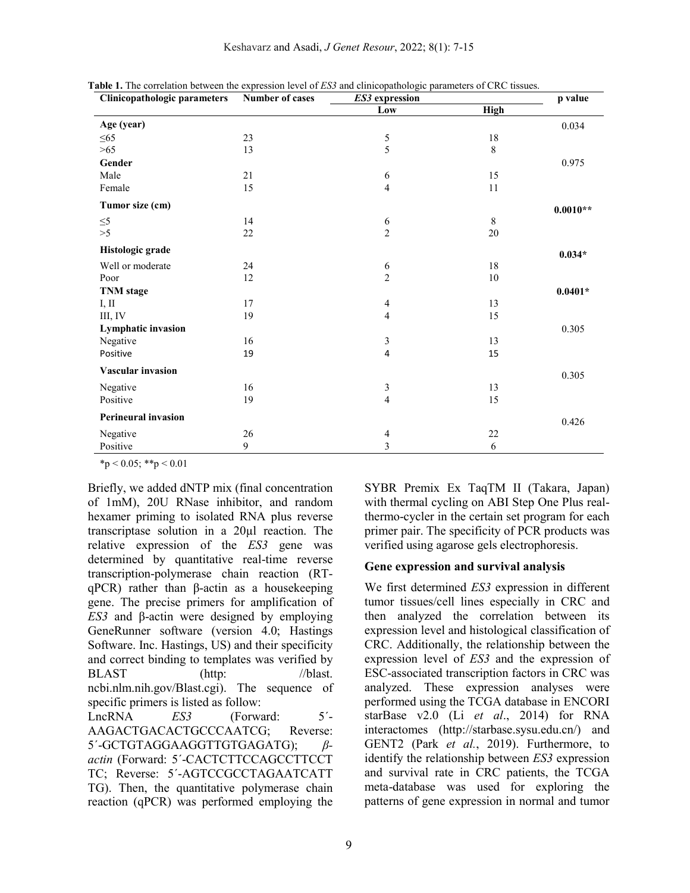**Table 1.** The correlation between the expression level of *ES3* and clinicopathologic parameters of CRC tissues.

| Clinicopathologic parameters | Number of cases | *ES3* expression | | p value |
|---|---|---|---|---|
| | | Low | High | |
| **Age (year)** | | | | 0.034 |
| ≤65 | 23 | 5 | 18 | |
| >65 | 13 | 5 | 8 | |
| **Gender** | | | | 0.975 |
| Male | 21 | 6 | 15 | |
| Female | 15 | 4 | 11 | |
| **Tumor size (cm)** | | | | **0.0010**** |
| ≤5 | 14 | 6 | 8 | |
| >5 | 22 | 2 | 20 | |
| **Histologic grade** | | | | **0.034*** |
| Well or moderate | 24 | 6 | 18 | |
| Poor | 12 | 2 | 10 | |
| **TNM stage** | | | | **0.0401*** |
| I, II | 17 | 4 | 13 | |
| III, IV | 19 | 4 | 15 | |
| **Lymphatic invasion** | | | | 0.305 |
| Negative | 16 | 3 | 13 | |
| Positive | 19 | 4 | 15 | |
| **Vascular invasion** | | | | 0.305 |
| Negative | 16 | 3 | 13 | |
| Positive | 19 | 4 | 15 | |
| **Perineural invasion** | | | | 0.426 |
| Negative | 26 | 4 | 22 | |
| Positive | 9 | 3 | 6 | |

*$p < 0.05$; **$p < 0.01$

Briefly, we added dNTP mix (final concentration of 1mM), 20U RNase inhibitor, and random hexamer priming to isolated RNA plus reverse transcriptase solution in a 20μl reaction. The relative expression of the *ES3* gene was determined by quantitative real-time reverse transcription-polymerase chain reaction (RT-qPCR) rather than β-actin as a housekeeping gene. The precise primers for amplification of *ES3* and β-actin were designed by employing GeneRunner software (version 4.0; Hastings Software. Inc. Hastings, US) and their specificity and correct binding to templates was verified by BLAST (http: //blast. ncbi.nlm.nih.gov/Blast.cgi). The sequence of specific primers is listed as follow:

LncRNA *ES3* (Forward: 5´-AAGACTGACACTGCCCAATCG; Reverse: 5´-GCTGTAGGAAGGTTGTGAGATG); *β-actin* (Forward: 5´-CACTCTTCCAGCCTTCCT TC; Reverse: 5´-AGTCCGCCTAGAATCATT TG). Then, the quantitative polymerase chain reaction (qPCR) was performed employing the SYBR Premix Ex TaqTM II (Takara, Japan) with thermal cycling on ABI Step One Plus real-thermo-cycler in the certain set program for each primer pair. The specificity of PCR products was verified using agarose gels electrophoresis.

### Gene expression and survival analysis

We first determined *ES3* expression in different tumor tissues/cell lines especially in CRC and then analyzed the correlation between its expression level and histological classification of CRC. Additionally, the relationship between the expression level of *ES3* and the expression of ESC-associated transcription factors in CRC was analyzed. These expression analyses were performed using the TCGA database in ENCORI starBase v2.0 (Li *et al*., 2014) for RNA interactomes (http://starbase.sysu.edu.cn/) and GENT2 (Park *et al.*, 2019). Furthermore, to identify the relationship between *ES3* expression and survival rate in CRC patients, the TCGA meta-database was used for exploring the patterns of gene expression in normal and tumor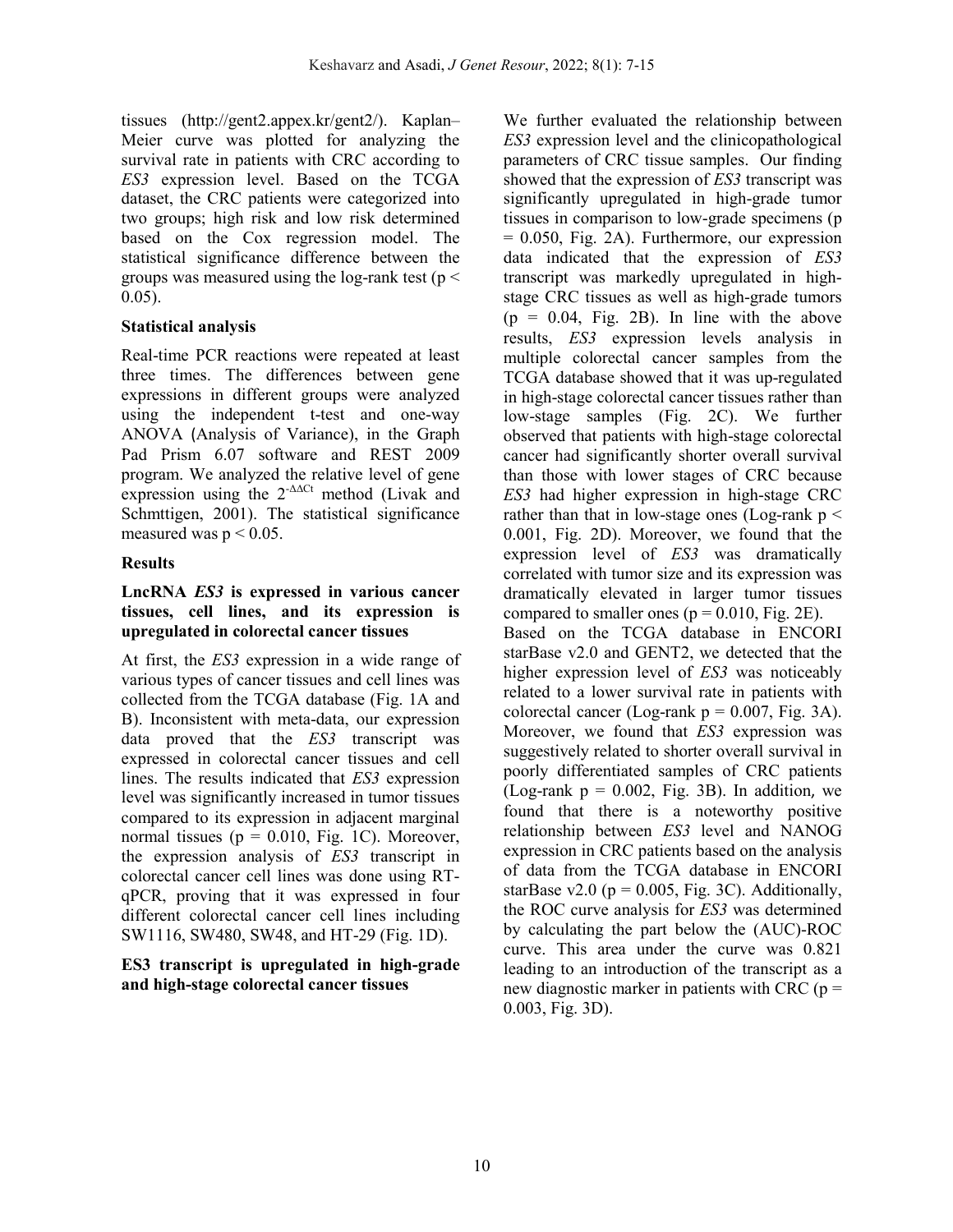tissues (http://gent2.appex.kr/gent2/). Kaplan–Meier curve was plotted for analyzing the survival rate in patients with CRC according to *ES3* expression level. Based on the TCGA dataset, the CRC patients were categorized into two groups; high risk and low risk determined based on the Cox regression model. The statistical significance difference between the groups was measured using the log-rank test ($p < 0.05$).

### Statistical analysis

Real-time PCR reactions were repeated at least three times. The differences between gene expressions in different groups were analyzed using the independent t-test and one-way ANOVA (Analysis of Variance), in the Graph Pad Prism 6.07 software and REST 2009 program. We analyzed the relative level of gene expression using the $2^{-\Delta\Delta Ct}$ method (Livak and Schmttigen, 2001). The statistical significance measured was $p < 0.05$.

## Results

### LncRNA *ES3* is expressed in various cancer tissues, cell lines, and its expression is upregulated in colorectal cancer tissues

At first, the *ES3* expression in a wide range of various types of cancer tissues and cell lines was collected from the TCGA database (Fig. 1A and B). Inconsistent with meta-data, our expression data proved that the *ES3* transcript was expressed in colorectal cancer tissues and cell lines. The results indicated that *ES3* expression level was significantly increased in tumor tissues compared to its expression in adjacent marginal normal tissues ($p = 0.010$, Fig. 1C). Moreover, the expression analysis of *ES3* transcript in colorectal cancer cell lines was done using RT-qPCR, proving that it was expressed in four different colorectal cancer cell lines including SW1116, SW480, SW48, and HT-29 (Fig. 1D).

### ES3 transcript is upregulated in high-grade and high-stage colorectal cancer tissues

We further evaluated the relationship between *ES3* expression level and the clinicopathological parameters of CRC tissue samples. Our finding showed that the expression of *ES3* transcript was significantly upregulated in high-grade tumor tissues in comparison to low-grade specimens ($p = 0.050$, Fig. 2A). Furthermore, our expression data indicated that the expression of *ES3* transcript was markedly upregulated in high-stage CRC tissues as well as high-grade tumors ($p = 0.04$, Fig. 2B). In line with the above results, *ES3* expression levels analysis in multiple colorectal cancer samples from the TCGA database showed that it was up-regulated in high-stage colorectal cancer tissues rather than low-stage samples (Fig. 2C). We further observed that patients with high-stage colorectal cancer had significantly shorter overall survival than those with lower stages of CRC because *ES3* had higher expression in high-stage CRC rather than that in low-stage ones (Log-rank $p < 0.001$, Fig. 2D). Moreover, we found that the expression level of *ES3* was dramatically correlated with tumor size and its expression was dramatically elevated in larger tumor tissues compared to smaller ones ($p = 0.010$, Fig. 2E).

Based on the TCGA database in ENCORI starBase v2.0 and GENT2, we detected that the higher expression level of *ES3* was noticeably related to a lower survival rate in patients with colorectal cancer (Log-rank $p = 0.007$, Fig. 3A). Moreover, we found that *ES3* expression was suggestively related to shorter overall survival in poorly differentiated samples of CRC patients (Log-rank $p = 0.002$, Fig. 3B). In addition, we found that there is a noteworthy positive relationship between *ES3* level and NANOG expression in CRC patients based on the analysis of data from the TCGA database in ENCORI starBase v2.0 ($p = 0.005$, Fig. 3C). Additionally, the ROC curve analysis for *ES3* was determined by calculating the part below the (AUC)-ROC curve. This area under the curve was 0.821 leading to an introduction of the transcript as a new diagnostic marker in patients with CRC ($p = 0.003$, Fig. 3D).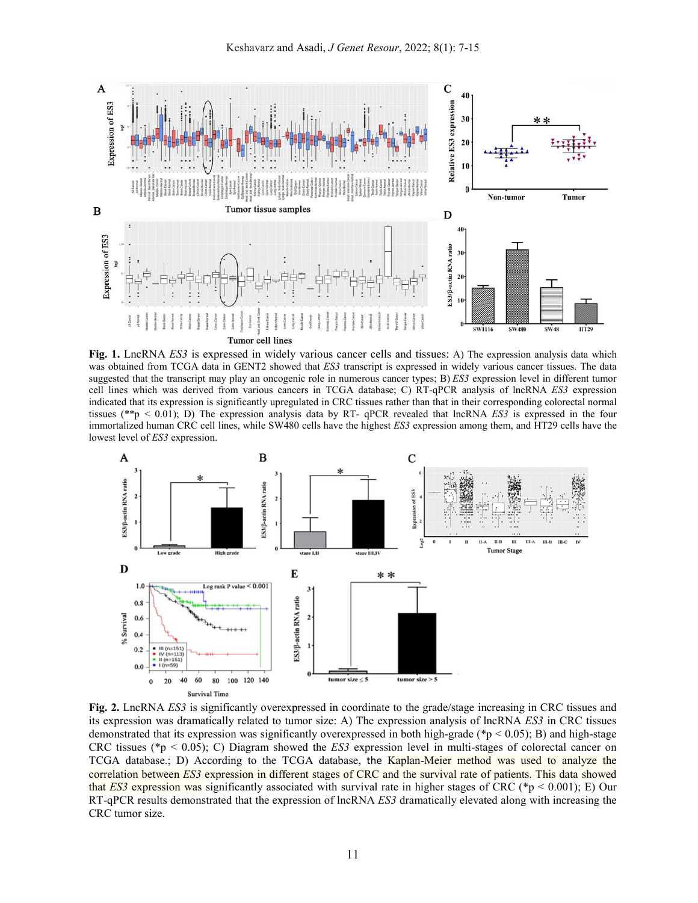**Fig. 1.** LncRNA *ES3* is expressed in widely various cancer cells and tissues: A) The expression analysis data which was obtained from TCGA data in GENT2 showed that *ES3* transcript is expressed in widely various cancer tissues. The data suggested that the transcript may play an oncogenic role in numerous cancer types; B) *ES3* expression level in different tumor cell lines which was derived from various cancers in TCGA database; C) RT-qPCR analysis of lncRNA *ES3* expression indicated that its expression is significantly upregulated in CRC tissues rather than that in their corresponding colorectal normal tissues (**$p < 0.01$); D) The expression analysis data by RT- qPCR revealed that lncRNA *ES3* is expressed in the four immortalized human CRC cell lines, while SW480 cells have the highest *ES3* expression among them, and HT29 cells have the lowest level of *ES3* expression.

**Fig. 2.** LncRNA *ES3* is significantly overexpressed in coordinate to the grade/stage increasing in CRC tissues and its expression was dramatically related to tumor size: A) The expression analysis of lncRNA *ES3* in CRC tissues demonstrated that its expression was significantly overexpressed in both high-grade (*$p < 0.05$); B) and high-stage CRC tissues (*$p < 0.05$); C) Diagram showed the *ES3* expression level in multi-stages of colorectal cancer on TCGA database.; D) According to the TCGA database, the Kaplan-Meier method was used to analyze the correlation between *ES3* expression in different stages of CRC and the survival rate of patients. This data showed that *ES3* expression was significantly associated with survival rate in higher stages of CRC (*$p < 0.001$); E) Our RT-qPCR results demonstrated that the expression of lncRNA *ES3* dramatically elevated along with increasing the CRC tumor size.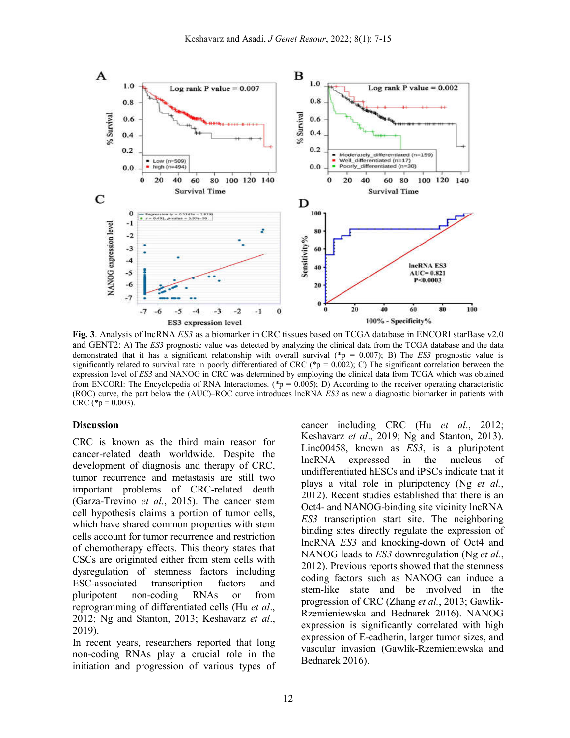**Fig. 3**. Analysis of lncRNA *ES3* as a biomarker in CRC tissues based on TCGA database in ENCORI starBase v2.0 and GENT2: A) The *ES3* prognostic value was detected by analyzing the clinical data from the TCGA database and the data demonstrated that it has a significant relationship with overall survival (*p = 0.007); B) The *ES3* prognostic value is significantly related to survival rate in poorly differentiated of CRC (*p = 0.002); C) The significant correlation between the expression level of *ES3* and NANOG in CRC was determined by employing the clinical data from TCGA which was obtained from ENCORI: The Encyclopedia of RNA Interactomes. (*p = 0.005); D) According to the receiver operating characteristic (ROC) curve, the part below the (AUC)–ROC curve introduces lncRNA *ES3* as new a diagnostic biomarker in patients with CRC (*p = 0.003).

## Discussion

CRC is known as the third main reason for cancer-related death worldwide. Despite the development of diagnosis and therapy of CRC, tumor recurrence and metastasis are still two important problems of CRC-related death (Garza-Trevino *et al.*, 2015). The cancer stem cell hypothesis claims a portion of tumor cells, which have shared common properties with stem cells account for tumor recurrence and restriction of chemotherapy effects. This theory states that CSCs are originated either from stem cells with dysregulation of stemness factors including ESC-associated transcription factors and pluripotent non-coding RNAs or from reprogramming of differentiated cells (Hu *et al.*, 2012; Ng and Stanton, 2013; Keshavarz *et al.*, 2019).

In recent years, researchers reported that long non-coding RNAs play a crucial role in the initiation and progression of various types of cancer including CRC (Hu *et al.*, 2012; Keshavarz *et al.*, 2019; Ng and Stanton, 2013). Linc00458, known as *ES3*, is a pluripotent lncRNA expressed in the nucleus of undifferentiated hESCs and iPSCs indicate that it plays a vital role in pluripotency (Ng *et al.*, 2012). Recent studies established that there is an Oct4- and NANOG-binding site vicinity lncRNA *ES3* transcription start site. The neighboring binding sites directly regulate the expression of lncRNA *ES3* and knocking-down of Oct4 and NANOG leads to *ES3* downregulation (Ng *et al.*, 2012). Previous reports showed that the stemness coding factors such as NANOG can induce a stem-like state and be involved in the progression of CRC (Zhang *et al.*, 2013; Gawlik-Rzemieniewska and Bednarek 2016). NANOG expression is significantly correlated with high expression of E-cadherin, larger tumor sizes, and vascular invasion (Gawlik-Rzemieniewska and Bednarek 2016).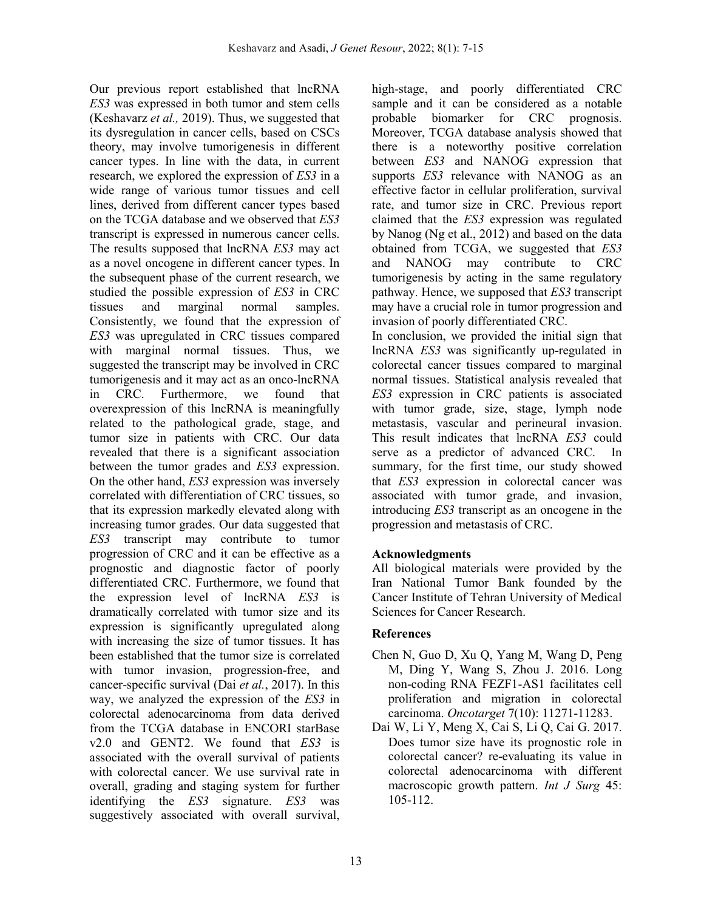Our previous report established that lncRNA *ES3* was expressed in both tumor and stem cells (Keshavarz *et al.,* 2019). Thus, we suggested that its dysregulation in cancer cells, based on CSCs theory, may involve tumorigenesis in different cancer types. In line with the data, in current research, we explored the expression of *ES3* in a wide range of various tumor tissues and cell lines, derived from different cancer types based on the TCGA database and we observed that *ES3* transcript is expressed in numerous cancer cells. The results supposed that lncRNA *ES3* may act as a novel oncogene in different cancer types. In the subsequent phase of the current research, we studied the possible expression of *ES3* in CRC tissues and marginal normal samples. Consistently, we found that the expression of *ES3* was upregulated in CRC tissues compared with marginal normal tissues. Thus, we suggested the transcript may be involved in CRC tumorigenesis and it may act as an onco-lncRNA in CRC. Furthermore, we found that overexpression of this lncRNA is meaningfully related to the pathological grade, stage, and tumor size in patients with CRC. Our data revealed that there is a significant association between the tumor grades and *ES3* expression. On the other hand, *ES3* expression was inversely correlated with differentiation of CRC tissues, so that its expression markedly elevated along with increasing tumor grades. Our data suggested that *ES3* transcript may contribute to tumor progression of CRC and it can be effective as a prognostic and diagnostic factor of poorly differentiated CRC. Furthermore, we found that the expression level of lncRNA *ES3* is dramatically correlated with tumor size and its expression is significantly upregulated along with increasing the size of tumor tissues. It has been established that the tumor size is correlated with tumor invasion, progression-free, and cancer-specific survival (Dai *et al.*, 2017). In this way, we analyzed the expression of the *ES3* in colorectal adenocarcinoma from data derived from the TCGA database in ENCORI starBase v2.0 and GENT2. We found that *ES3* is associated with the overall survival of patients with colorectal cancer. We use survival rate in overall, grading and staging system for further identifying the *ES3* signature. *ES3* was suggestively associated with overall survival, high-stage, and poorly differentiated CRC sample and it can be considered as a notable probable biomarker for CRC prognosis. Moreover, TCGA database analysis showed that there is a noteworthy positive correlation between *ES3* and NANOG expression that supports *ES3* relevance with NANOG as an effective factor in cellular proliferation, survival rate, and tumor size in CRC. Previous report claimed that the *ES3* expression was regulated by Nanog (Ng et al., 2012) and based on the data obtained from TCGA, we suggested that *ES3* and NANOG may contribute to CRC tumorigenesis by acting in the same regulatory pathway. Hence, we supposed that *ES3* transcript may have a crucial role in tumor progression and invasion of poorly differentiated CRC.

In conclusion, we provided the initial sign that lncRNA *ES3* was significantly up-regulated in colorectal cancer tissues compared to marginal normal tissues. Statistical analysis revealed that *ES3* expression in CRC patients is associated with tumor grade, size, stage, lymph node metastasis, vascular and perineural invasion. This result indicates that lncRNA *ES3* could serve as a predictor of advanced CRC. In summary, for the first time, our study showed that *ES3* expression in colorectal cancer was associated with tumor grade, and invasion, introducing *ES3* transcript as an oncogene in the progression and metastasis of CRC.

## Acknowledgments

All biological materials were provided by the Iran National Tumor Bank founded by the Cancer Institute of Tehran University of Medical Sciences for Cancer Research.

## References

Chen N, Guo D, Xu Q, Yang M, Wang D, Peng M, Ding Y, Wang S, Zhou J. 2016. Long non-coding RNA FEZF1-AS1 facilitates cell proliferation and migration in colorectal carcinoma. *Oncotarget* 7(10): 11271-11283.

Dai W, Li Y, Meng X, Cai S, Li Q, Cai G. 2017. Does tumor size have its prognostic role in colorectal cancer? re-evaluating its value in colorectal adenocarcinoma with different macroscopic growth pattern. *Int J Surg* 45: 105-112.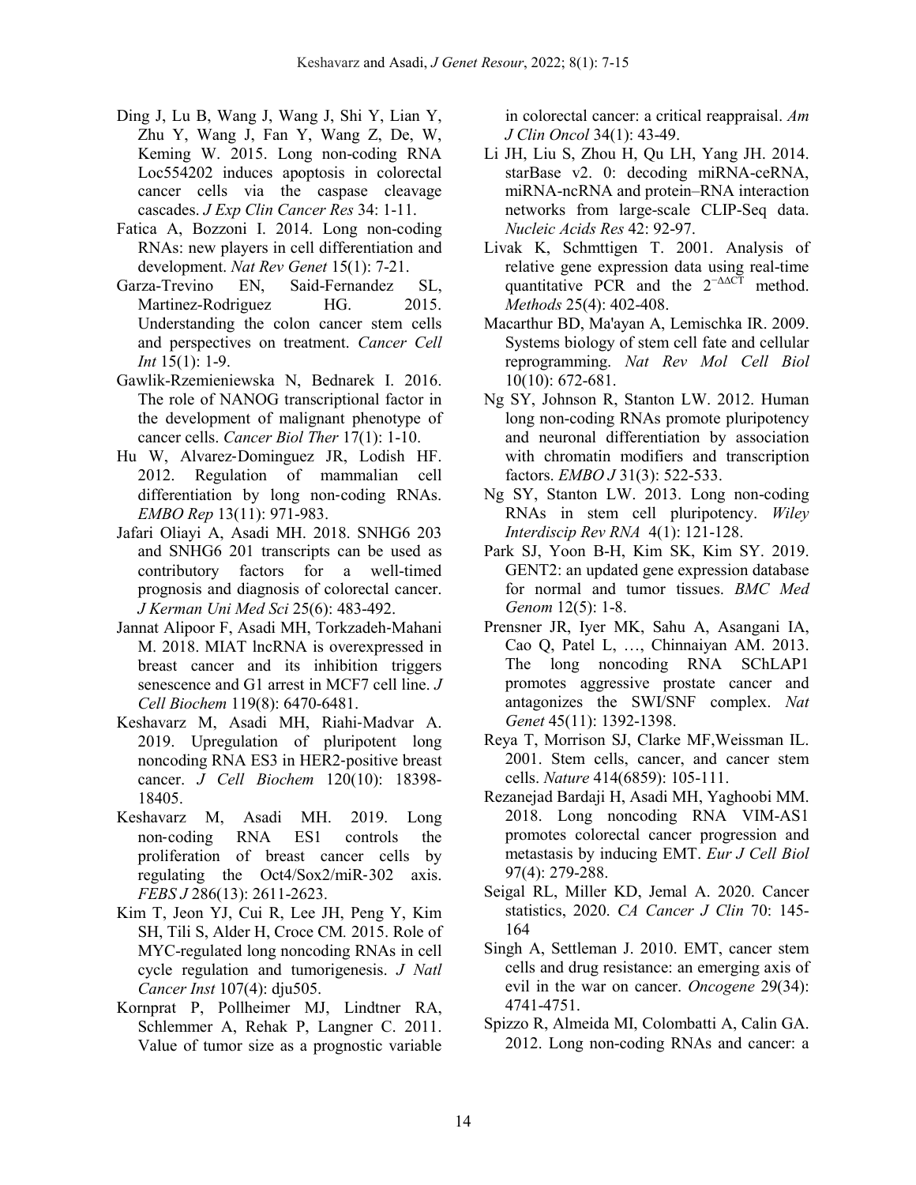Ding J, Lu B, Wang J, Wang J, Shi Y, Lian Y, Zhu Y, Wang J, Fan Y, Wang Z, De, W, Keming W. 2015. Long non-coding RNA Loc554202 induces apoptosis in colorectal cancer cells via the caspase cleavage cascades. *J Exp Clin Cancer Res* 34: 1-11.

Fatica A, Bozzoni I. 2014. Long non-coding RNAs: new players in cell differentiation and development. *Nat Rev Genet* 15(1): 7-21.

Garza-Trevino EN, Said-Fernandez SL, Martinez-Rodriguez HG. 2015. Understanding the colon cancer stem cells and perspectives on treatment. *Cancer Cell Int* 15(1): 1-9.

Gawlik-Rzemieniewska N, Bednarek I. 2016. The role of NANOG transcriptional factor in the development of malignant phenotype of cancer cells. *Cancer Biol Ther* 17(1): 1-10.

Hu W, Alvarez-Dominguez JR, Lodish HF. 2012. Regulation of mammalian cell differentiation by long non-coding RNAs. *EMBO Rep* 13(11): 971-983.

Jafari Oliayi A, Asadi MH. 2018. SNHG6 203 and SNHG6 201 transcripts can be used as contributory factors for a well-timed prognosis and diagnosis of colorectal cancer. *J Kerman Uni Med Sci* 25(6): 483-492.

Jannat Alipoor F, Asadi MH, Torkzadeh-Mahani M. 2018. MIAT lncRNA is overexpressed in breast cancer and its inhibition triggers senescence and G1 arrest in MCF7 cell line. *J Cell Biochem* 119(8): 6470-6481.

Keshavarz M, Asadi MH, Riahi-Madvar A. 2019. Upregulation of pluripotent long noncoding RNA ES3 in HER2-positive breast cancer. *J Cell Biochem* 120(10): 18398-18405.

Keshavarz M, Asadi MH. 2019. Long non-coding RNA ES1 controls the proliferation of breast cancer cells by regulating the Oct4/Sox2/miR-302 axis. *FEBS J* 286(13): 2611-2623.

Kim T, Jeon YJ, Cui R, Lee JH, Peng Y, Kim SH, Tili S, Alder H, Croce CM. 2015. Role of MYC-regulated long noncoding RNAs in cell cycle regulation and tumorigenesis. *J Natl Cancer Inst* 107(4): dju505.

Kornprat P, Pollheimer MJ, Lindtner RA, Schlemmer A, Rehak P, Langner C. 2011. Value of tumor size as a prognostic variable in colorectal cancer: a critical reappraisal. *Am J Clin Oncol* 34(1): 43-49.

Li JH, Liu S, Zhou H, Qu LH, Yang JH. 2014. starBase v2. 0: decoding miRNA-ceRNA, miRNA-ncRNA and protein–RNA interaction networks from large-scale CLIP-Seq data. *Nucleic Acids Res* 42: 92-97.

Livak K, Schmttigen T. 2001. Analysis of relative gene expression data using real-time quantitative PCR and the $2^{-\Delta\Delta CT}$ method. *Methods* 25(4): 402-408.

Macarthur BD, Ma'ayan A, Lemischka IR. 2009. Systems biology of stem cell fate and cellular reprogramming. *Nat Rev Mol Cell Biol* 10(10): 672-681.

Ng SY, Johnson R, Stanton LW. 2012. Human long non-coding RNAs promote pluripotency and neuronal differentiation by association with chromatin modifiers and transcription factors. *EMBO J* 31(3): 522-533.

Ng SY, Stanton LW. 2013. Long non-coding RNAs in stem cell pluripotency. *Wiley Interdiscip Rev RNA* 4(1): 121-128.

Park SJ, Yoon B-H, Kim SK, Kim SY. 2019. GENT2: an updated gene expression database for normal and tumor tissues. *BMC Med Genom* 12(5): 1-8.

Prensner JR, Iyer MK, Sahu A, Asangani IA, Cao Q, Patel L, …, Chinnaiyan AM. 2013. The long noncoding RNA SChLAP1 promotes aggressive prostate cancer and antagonizes the SWI/SNF complex. *Nat Genet* 45(11): 1392-1398.

Reya T, Morrison SJ, Clarke MF,Weissman IL. 2001. Stem cells, cancer, and cancer stem cells. *Nature* 414(6859): 105-111.

Rezanejad Bardaji H, Asadi MH, Yaghoobi MM. 2018. Long noncoding RNA VIM-AS1 promotes colorectal cancer progression and metastasis by inducing EMT. *Eur J Cell Biol* 97(4): 279-288.

Seigal RL, Miller KD, Jemal A. 2020. Cancer statistics, 2020. *CA Cancer J Clin* 70: 145-164

Singh A, Settleman J. 2010. EMT, cancer stem cells and drug resistance: an emerging axis of evil in the war on cancer. *Oncogene* 29(34): 4741-4751.

Spizzo R, Almeida MI, Colombatti A, Calin GA. 2012. Long non-coding RNAs and cancer: a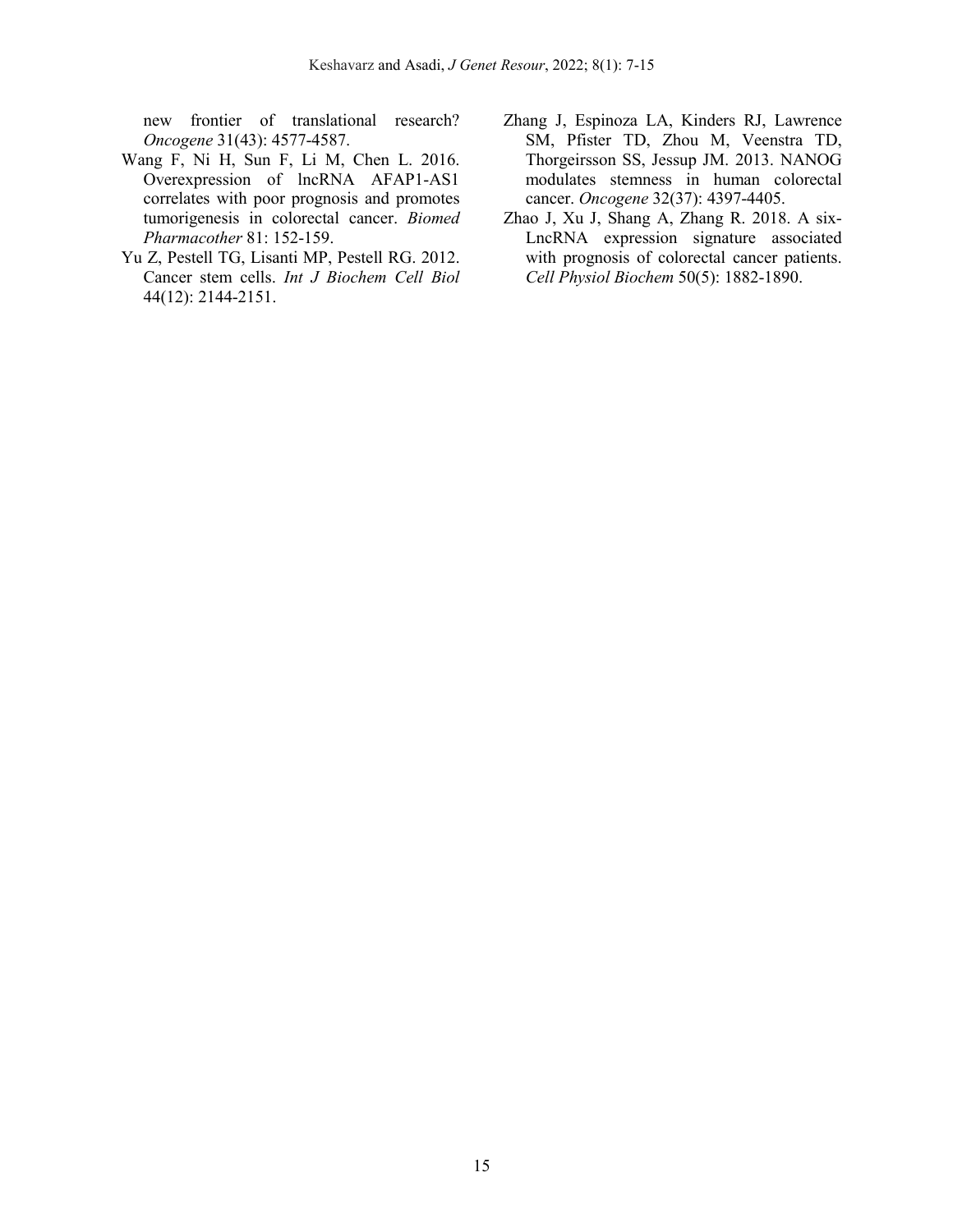new frontier of translational research? *Oncogene* 31(43): 4577-4587.

Wang F, Ni H, Sun F, Li M, Chen L. 2016. Overexpression of lncRNA AFAP1-AS1 correlates with poor prognosis and promotes tumorigenesis in colorectal cancer. *Biomed Pharmacother* 81: 152-159.

Yu Z, Pestell TG, Lisanti MP, Pestell RG. 2012. Cancer stem cells. *Int J Biochem Cell Biol* 44(12): 2144-2151.

Zhang J, Espinoza LA, Kinders RJ, Lawrence SM, Pfister TD, Zhou M, Veenstra TD, Thorgeirsson SS, Jessup JM. 2013. NANOG modulates stemness in human colorectal cancer. *Oncogene* 32(37): 4397-4405.

Zhao J, Xu J, Shang A, Zhang R. 2018. A six-LncRNA expression signature associated with prognosis of colorectal cancer patients. *Cell Physiol Biochem* 50(5): 1882-1890.